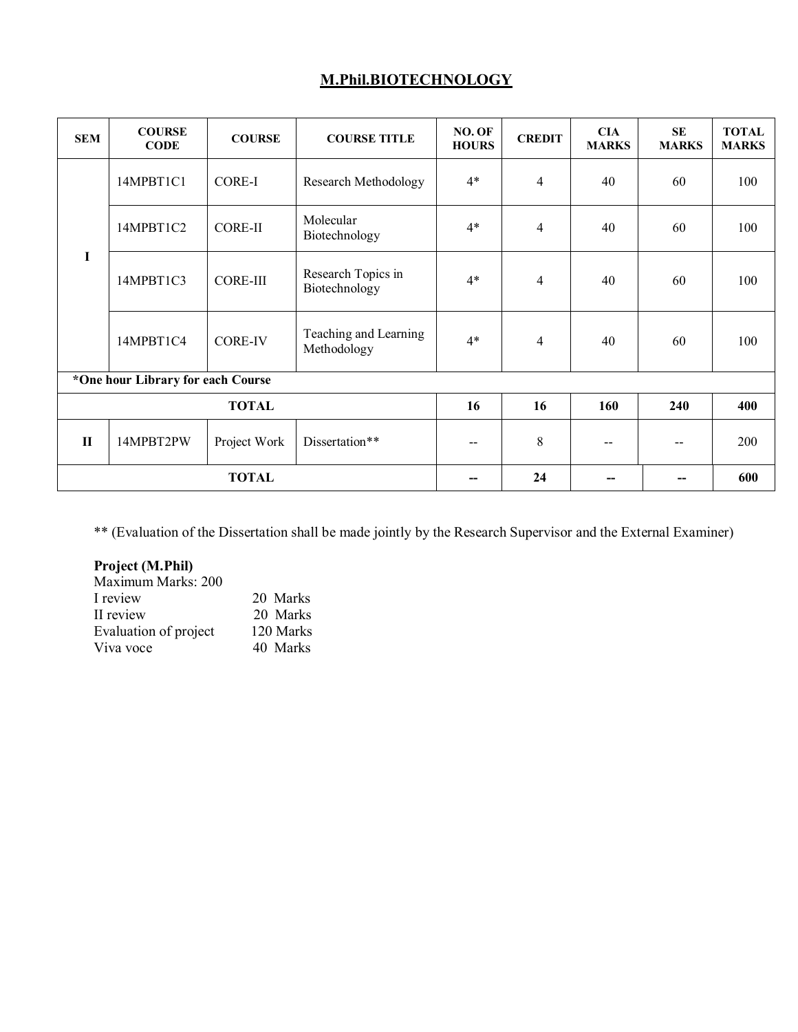# M.Phil.BIOTECHNOLOGY

| SEM | COURSE CODE | COURSE | COURSE TITLE | NO. OF HOURS | CREDIT | CIA MARKS | SE MARKS | TOTAL MARKS |
|---|---|---|---|---|---|---|---|---|
| I | 14MPBT1C1 | CORE-I | Research Methodology | 4* | 4 | 40 | 60 | 100 |
| | 14MPBT1C2 | CORE-II | Molecular Biotechnology | 4* | 4 | 40 | 60 | 100 |
| | 14MPBT1C3 | CORE-III | Research Topics in Biotechnology | 4* | 4 | 40 | 60 | 100 |
| | 14MPBT1C4 | CORE-IV | Teaching and Learning Methodology | 4* | 4 | 40 | 60 | 100 |
| **\*One hour Library for each Course** | | | | | | | | |
| **TOTAL** | | | | **16** | **16** | **160** | **240** | **400** |
| **II** | 14MPBT2PW | Project Work | Dissertation** | -- | 8 | -- | -- | 200 |
| **TOTAL** | | | | **--** | **24** | **--** | **--** | **600** |

** (Evaluation of the Dissertation shall be made jointly by the Research Supervisor and the External Examiner)

**Project (M.Phil)**

Maximum Marks: 200

| | |
|---|---|
| I review | 20 Marks |
| II review | 20 Marks |
| Evaluation of project | 120 Marks |
| Viva voce | 40 Marks |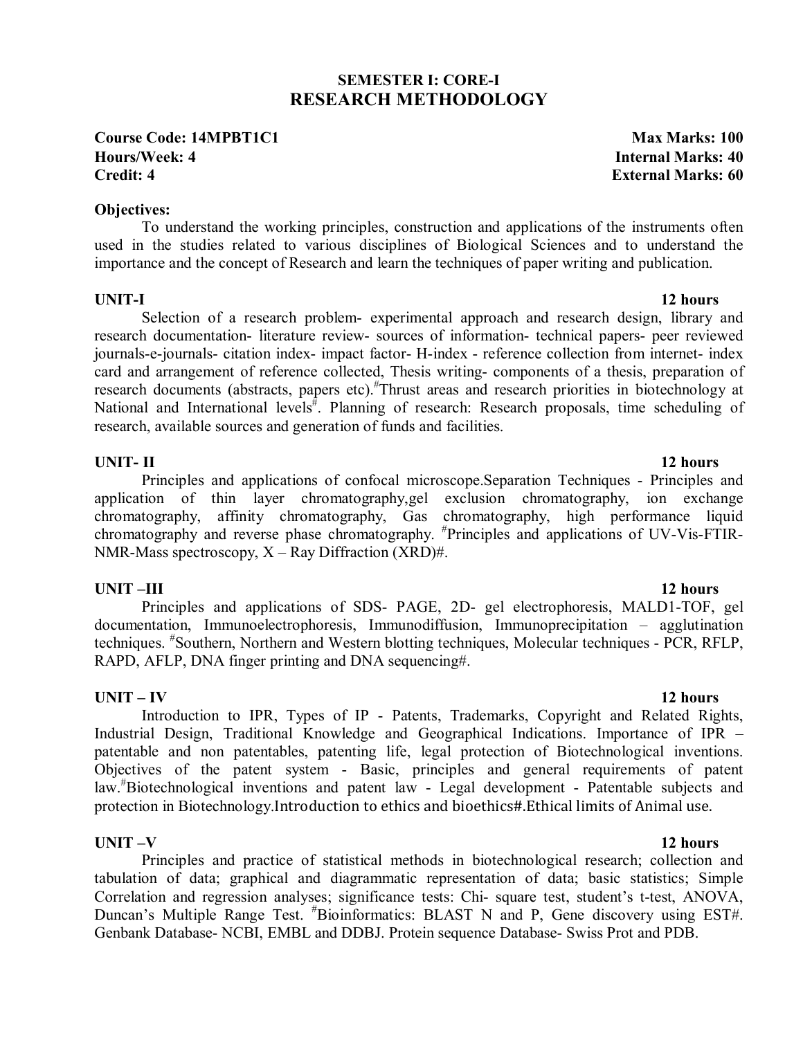## SEMESTER I: CORE-I
# RESEARCH METHODOLOGY

**Course Code: 14MPBT1C1** | **Max Marks: 100**
**Hours/Week: 4** | **Internal Marks: 40**
**Credit: 4** | **External Marks: 60**

**Objectives:**

To understand the working principles, construction and applications of the instruments often used in the studies related to various disciplines of Biological Sciences and to understand the importance and the concept of Research and learn the techniques of paper writing and publication.

**UNIT-I** **12 hours**

Selection of a research problem- experimental approach and research design, library and research documentation- literature review- sources of information- technical papers- peer reviewed journals-e-journals- citation index- impact factor- H-index - reference collection from internet- index card and arrangement of reference collected, Thesis writing- components of a thesis, preparation of research documents (abstracts, papers etc).#Thrust areas and research priorities in biotechnology at National and International levels#. Planning of research: Research proposals, time scheduling of research, available sources and generation of funds and facilities.

**UNIT- II** **12 hours**

Principles and applications of confocal microscope.Separation Techniques - Principles and application of thin layer chromatography,gel exclusion chromatography, ion exchange chromatography, affinity chromatography, Gas chromatography, high performance liquid chromatography and reverse phase chromatography. #Principles and applications of UV-Vis-FTIR-NMR-Mass spectroscopy, X – Ray Diffraction (XRD)#.

**UNIT –III** **12 hours**

Principles and applications of SDS- PAGE, 2D- gel electrophoresis, MALD1-TOF, gel documentation, Immunoelectrophoresis, Immunodiffusion, Immunoprecipitation – agglutination techniques. #Southern, Northern and Western blotting techniques, Molecular techniques - PCR, RFLP, RAPD, AFLP, DNA finger printing and DNA sequencing#.

**UNIT – IV** **12 hours**

Introduction to IPR, Types of IP - Patents, Trademarks, Copyright and Related Rights, Industrial Design, Traditional Knowledge and Geographical Indications. Importance of IPR – patentable and non patentables, patenting life, legal protection of Biotechnological inventions. Objectives of the patent system - Basic, principles and general requirements of patent law.#Biotechnological inventions and patent law - Legal development - Patentable subjects and protection in Biotechnology.Introduction to ethics and bioethics#.Ethical limits of Animal use.

**UNIT –V** **12 hours**

Principles and practice of statistical methods in biotechnological research; collection and tabulation of data; graphical and diagrammatic representation of data; basic statistics; Simple Correlation and regression analyses; significance tests: Chi- square test, student's t-test, ANOVA, Duncan's Multiple Range Test. #Bioinformatics: BLAST N and P, Gene discovery using EST#. Genbank Database- NCBI, EMBL and DDBJ. Protein sequence Database- Swiss Prot and PDB.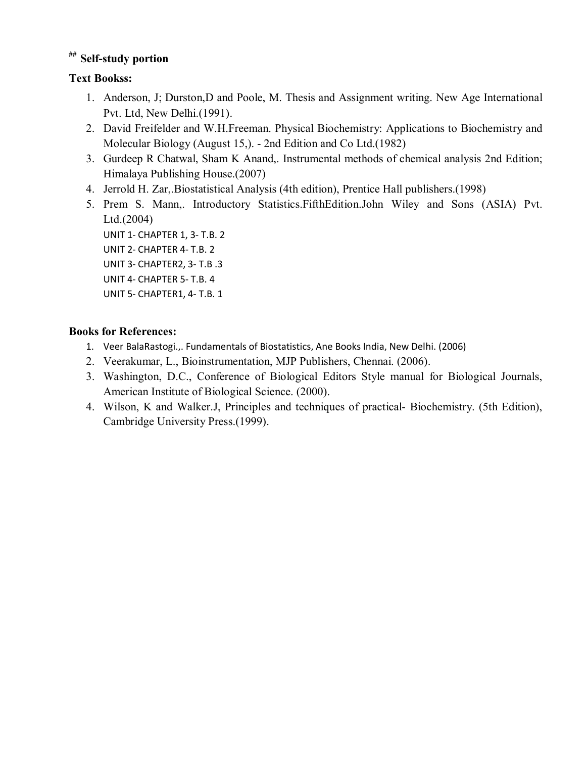## Self-study portion

**Text Bookss:**

1. Anderson, J; Durston,D and Poole, M. Thesis and Assignment writing. New Age International Pvt. Ltd, New Delhi.(1991).
2. David Freifelder and W.H.Freeman. Physical Biochemistry: Applications to Biochemistry and Molecular Biology (August 15,). - 2nd Edition and Co Ltd.(1982)
3. Gurdeep R Chatwal, Sham K Anand,. Instrumental methods of chemical analysis 2nd Edition; Himalaya Publishing House.(2007)
4. Jerrold H. Zar,.Biostatistical Analysis (4th edition), Prentice Hall publishers.(1998)
5. Prem S. Mann,. Introductory Statistics.FifthEdition.John Wiley and Sons (ASIA) Pvt. Ltd.(2004)

   UNIT 1- CHAPTER 1, 3- T.B. 2
   UNIT 2- CHAPTER 4- T.B. 2
   UNIT 3- CHAPTER2, 3- T.B .3
   UNIT 4- CHAPTER 5- T.B. 4
   UNIT 5- CHAPTER1, 4- T.B. 1

**Books for References:**

1. Veer BalaRastogi.,. Fundamentals of Biostatistics, Ane Books India, New Delhi. (2006)
2. Veerakumar, L., Bioinstrumentation, MJP Publishers, Chennai. (2006).
3. Washington, D.C., Conference of Biological Editors Style manual for Biological Journals, American Institute of Biological Science. (2000).
4. Wilson, K and Walker.J, Principles and techniques of practical- Biochemistry. (5th Edition), Cambridge University Press.(1999).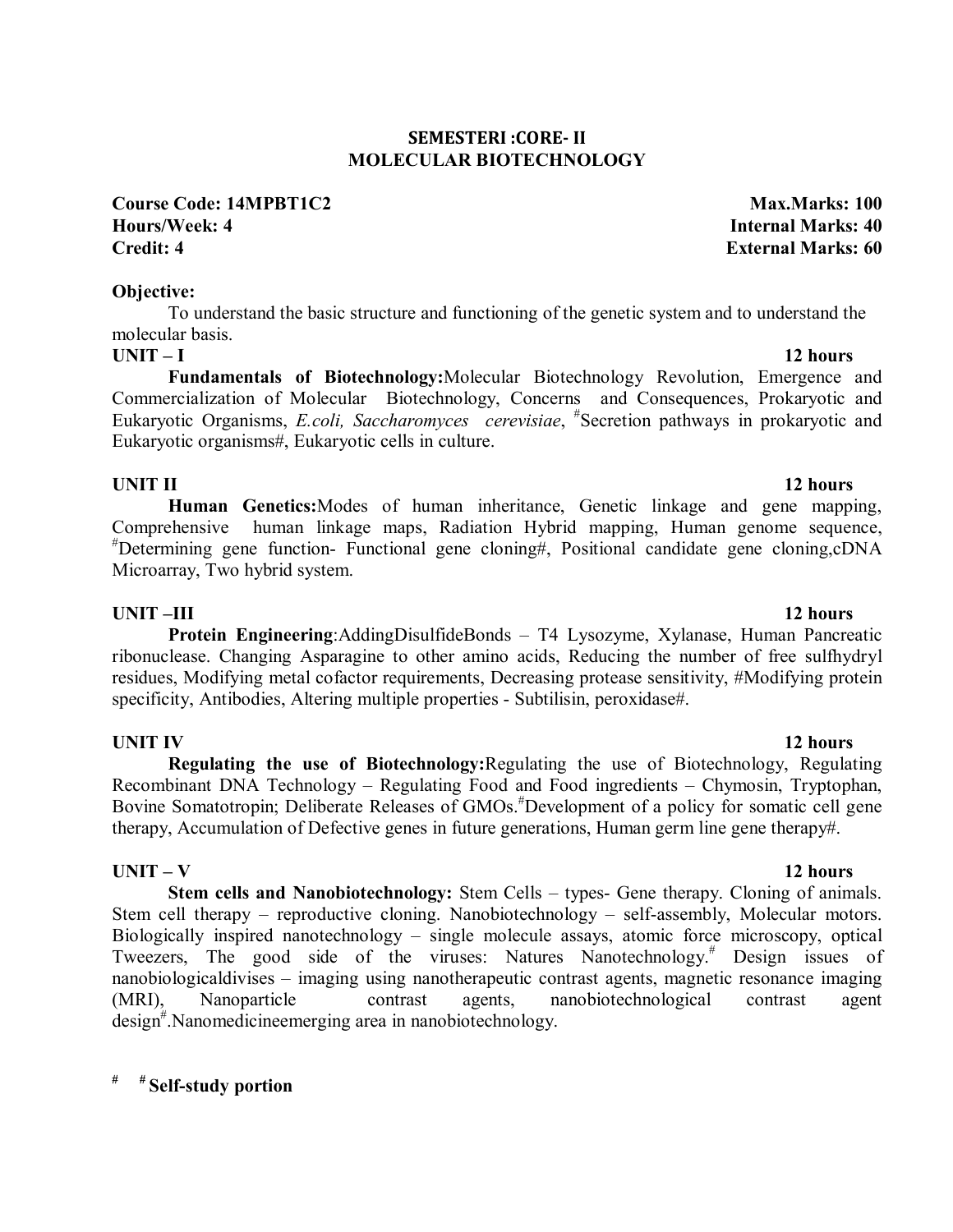## SEMESTERI :CORE- II
## MOLECULAR BIOTECHNOLOGY

**Course Code: 14MPBT1C2** **Max.Marks: 100**
**Hours/Week: 4** **Internal Marks: 40**
**Credit: 4** **External Marks: 60**

**Objective:**

To understand the basic structure and functioning of the genetic system and to understand the molecular basis.

**UNIT – I** **12 hours**

**Fundamentals of Biotechnology:**Molecular Biotechnology Revolution, Emergence and Commercialization of Molecular Biotechnology, Concerns and Consequences, Prokaryotic and Eukaryotic Organisms, *E.coli, Saccharomyces cerevisiae*, #Secretion pathways in prokaryotic and Eukaryotic organisms#, Eukaryotic cells in culture.

**UNIT II** **12 hours**

**Human Genetics:**Modes of human inheritance, Genetic linkage and gene mapping, Comprehensive human linkage maps, Radiation Hybrid mapping, Human genome sequence, #Determining gene function- Functional gene cloning#, Positional candidate gene cloning,cDNA Microarray, Two hybrid system.

**UNIT –III** **12 hours**

**Protein Engineering**:AddingDisulfideBonds – T4 Lysozyme, Xylanase, Human Pancreatic ribonuclease. Changing Asparagine to other amino acids, Reducing the number of free sulfhydryl residues, Modifying metal cofactor requirements, Decreasing protease sensitivity, #Modifying protein specificity, Antibodies, Altering multiple properties - Subtilisin, peroxidase#.

**UNIT IV** **12 hours**

**Regulating the use of Biotechnology:**Regulating the use of Biotechnology, Regulating Recombinant DNA Technology – Regulating Food and Food ingredients – Chymosin, Tryptophan, Bovine Somatotropin; Deliberate Releases of GMOs.#Development of a policy for somatic cell gene therapy, Accumulation of Defective genes in future generations, Human germ line gene therapy#.

**UNIT – V** **12 hours**

**Stem cells and Nanobiotechnology:** Stem Cells – types- Gene therapy. Cloning of animals. Stem cell therapy – reproductive cloning. Nanobiotechnology – self-assembly, Molecular motors. Biologically inspired nanotechnology – single molecule assays, atomic force microscopy, optical Tweezers, The good side of the viruses: Natures Nanotechnology.# Design issues of nanobiologicaldivises – imaging using nanotherapeutic contrast agents, magnetic resonance imaging (MRI), Nanoparticle contrast agents, nanobiotechnological contrast agent design#.Nanomedicineemerging area in nanobiotechnology.

# **# Self-study portion**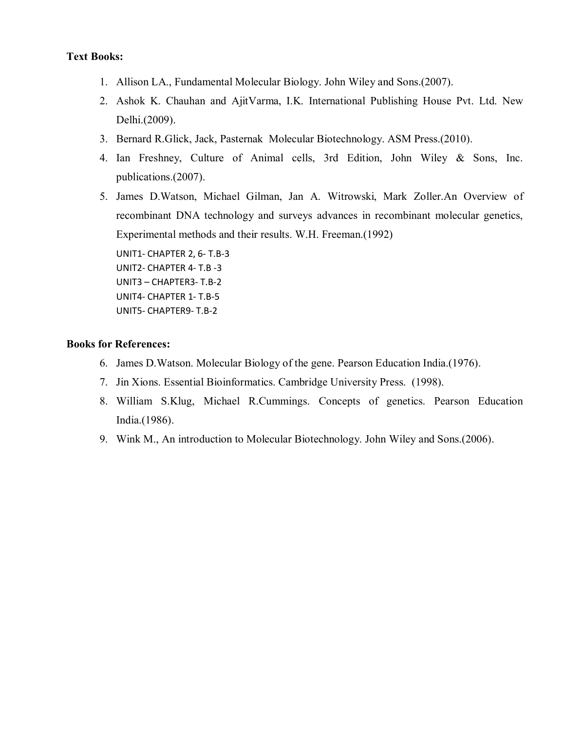**Text Books:**

1. Allison LA., Fundamental Molecular Biology. John Wiley and Sons.(2007).
2. Ashok K. Chauhan and AjitVarma, I.K. International Publishing House Pvt. Ltd. New Delhi.(2009).
3. Bernard R.Glick, Jack, Pasternak Molecular Biotechnology. ASM Press.(2010).
4. Ian Freshney, Culture of Animal cells, 3rd Edition, John Wiley & Sons, Inc. publications.(2007).
5. James D.Watson, Michael Gilman, Jan A. Witrowski, Mark Zoller.An Overview of recombinant DNA technology and surveys advances in recombinant molecular genetics, Experimental methods and their results. W.H. Freeman.(1992)

UNIT1- CHAPTER 2, 6- T.B-3
UNIT2- CHAPTER 4- T.B -3
UNIT3 – CHAPTER3- T.B-2
UNIT4- CHAPTER 1- T.B-5
UNIT5- CHAPTER9- T.B-2

**Books for References:**

6. James D.Watson. Molecular Biology of the gene. Pearson Education India.(1976).
7. Jin Xions. Essential Bioinformatics. Cambridge University Press. (1998).
8. William S.Klug, Michael R.Cummings. Concepts of genetics. Pearson Education India.(1986).
9. Wink M., An introduction to Molecular Biotechnology. John Wiley and Sons.(2006).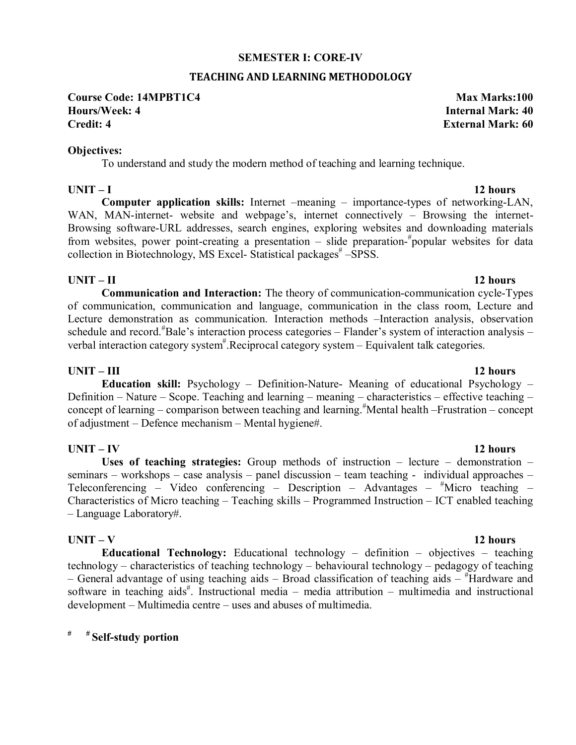## SEMESTER I: CORE-IV

## TEACHING AND LEARNING METHODOLOGY

**Course Code: 14MPBT1C4** **Max Marks:100**
**Hours/Week: 4** **Internal Mark: 40**
**Credit: 4** **External Mark: 60**

**Objectives:**

To understand and study the modern method of teaching and learning technique.

**UNIT – I** **12 hours**

**Computer application skills:** Internet –meaning – importance-types of networking-LAN, WAN, MAN-internet- website and webpage's, internet connectively – Browsing the internet-Browsing software-URL addresses, search engines, exploring websites and downloading materials from websites, power point-creating a presentation – slide preparation-#popular websites for data collection in Biotechnology, MS Excel- Statistical packages# –SPSS.

**UNIT – II** **12 hours**

**Communication and Interaction:** The theory of communication-communication cycle-Types of communication, communication and language, communication in the class room, Lecture and Lecture demonstration as communication. Interaction methods –Interaction analysis, observation schedule and record.#Bale's interaction process categories – Flander's system of interaction analysis – verbal interaction category system#.Reciprocal category system – Equivalent talk categories.

**UNIT – III** **12 hours**

**Education skill:** Psychology – Definition-Nature- Meaning of educational Psychology – Definition – Nature – Scope. Teaching and learning – meaning – characteristics – effective teaching – concept of learning – comparison between teaching and learning.#Mental health –Frustration – concept of adjustment – Defence mechanism – Mental hygiene#.

**UNIT – IV** **12 hours**

**Uses of teaching strategies:** Group methods of instruction – lecture – demonstration – seminars – workshops – case analysis – panel discussion – team teaching - individual approaches – Teleconferencing – Video conferencing – Description – Advantages – #Micro teaching – Characteristics of Micro teaching – Teaching skills – Programmed Instruction – ICT enabled teaching – Language Laboratory#.

**UNIT – V** **12 hours**

**Educational Technology:** Educational technology – definition – objectives – teaching technology – characteristics of teaching technology – behavioural technology – pedagogy of teaching – General advantage of using teaching aids – Broad classification of teaching aids – #Hardware and software in teaching aids#. Instructional media – media attribution – multimedia and instructional development – Multimedia centre – uses and abuses of multimedia.

# # **Self-study portion**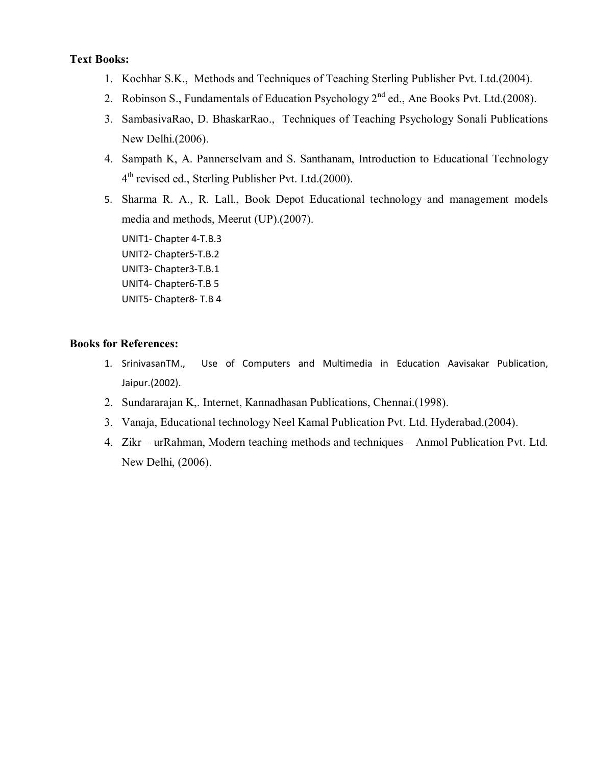**Text Books:**

1. Kochhar S.K., Methods and Techniques of Teaching Sterling Publisher Pvt. Ltd.(2004).
2. Robinson S., Fundamentals of Education Psychology 2nd ed., Ane Books Pvt. Ltd.(2008).
3. SambasivaRao, D. BhaskarRao., Techniques of Teaching Psychology Sonali Publications New Delhi.(2006).
4. Sampath K, A. Pannerselvam and S. Santhanam, Introduction to Educational Technology 4th revised ed., Sterling Publisher Pvt. Ltd.(2000).
5. Sharma R. A., R. Lall., Book Depot Educational technology and management models media and methods, Meerut (UP).(2007).

UNIT1- Chapter 4-T.B.3
UNIT2- Chapter5-T.B.2
UNIT3- Chapter3-T.B.1
UNIT4- Chapter6-T.B 5
UNIT5- Chapter8- T.B 4

**Books for References:**

1. SrinivasanTM., Use of Computers and Multimedia in Education Aavisakar Publication, Jaipur.(2002).
2. Sundararajan K,. Internet, Kannadhasan Publications, Chennai.(1998).
3. Vanaja, Educational technology Neel Kamal Publication Pvt. Ltd. Hyderabad.(2004).
4. Zikr – urRahman, Modern teaching methods and techniques – Anmol Publication Pvt. Ltd. New Delhi, (2006).